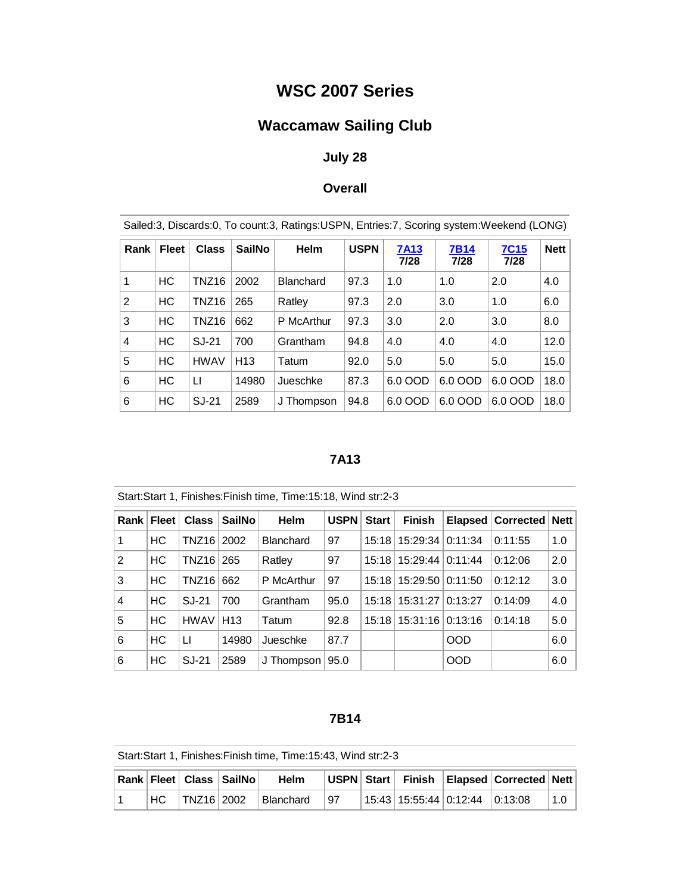# WSC 2007 Series

## Waccamaw Sailing Club

### July 28

### Overall

Sailed:3, Discards:0, To count:3, Ratings:USPN, Entries:7, Scoring system:Weekend (LONG)

| Rank | Fleet | Class | SailNo | Helm | USPN | 7A13 7/28 | 7B14 7/28 | 7C15 7/28 | Nett |
|---|---|---|---|---|---|---|---|---|---|
| 1 | HC | TNZ16 | 2002 | Blanchard | 97.3 | 1.0 | 1.0 | 2.0 | 4.0 |
| 2 | HC | TNZ16 | 265 | Ratley | 97.3 | 2.0 | 3.0 | 1.0 | 6.0 |
| 3 | HC | TNZ16 | 662 | P McArthur | 97.3 | 3.0 | 2.0 | 3.0 | 8.0 |
| 4 | HC | SJ-21 | 700 | Grantham | 94.8 | 4.0 | 4.0 | 4.0 | 12.0 |
| 5 | HC | HWAV | H13 | Tatum | 92.0 | 5.0 | 5.0 | 5.0 | 15.0 |
| 6 | HC | LI | 14980 | Jueschke | 87.3 | 6.0 OOD | 6.0 OOD | 6.0 OOD | 18.0 |
| 6 | HC | SJ-21 | 2589 | J Thompson | 94.8 | 6.0 OOD | 6.0 OOD | 6.0 OOD | 18.0 |

### 7A13

Start:Start 1, Finishes:Finish time, Time:15:18, Wind str:2-3

| Rank | Fleet | Class | SailNo | Helm | USPN | Start | Finish | Elapsed | Corrected | Nett |
|---|---|---|---|---|---|---|---|---|---|---|
| 1 | HC | TNZ16 | 2002 | Blanchard | 97 | 15:18 | 15:29:34 | 0:11:34 | 0:11:55 | 1.0 |
| 2 | HC | TNZ16 | 265 | Ratley | 97 | 15:18 | 15:29:44 | 0:11:44 | 0:12:06 | 2.0 |
| 3 | HC | TNZ16 | 662 | P McArthur | 97 | 15:18 | 15:29:50 | 0:11:50 | 0:12:12 | 3.0 |
| 4 | HC | SJ-21 | 700 | Grantham | 95.0 | 15:18 | 15:31:27 | 0:13:27 | 0:14:09 | 4.0 |
| 5 | HC | HWAV | H13 | Tatum | 92.8 | 15:18 | 15:31:16 | 0:13:16 | 0:14:18 | 5.0 |
| 6 | HC | LI | 14980 | Jueschke | 87.7 | | | OOD | | 6.0 |
| 6 | HC | SJ-21 | 2589 | J Thompson | 95.0 | | | OOD | | 6.0 |

### 7B14

Start:Start 1, Finishes:Finish time, Time:15:43, Wind str:2-3

| Rank | Fleet | Class | SailNo | Helm | USPN | Start | Finish | Elapsed | Corrected | Nett |
|---|---|---|---|---|---|---|---|---|---|---|
| 1 | HC | TNZ16 | 2002 | Blanchard | 97 | 15:43 | 15:55:44 | 0:12:44 | 0:13:08 | 1.0 |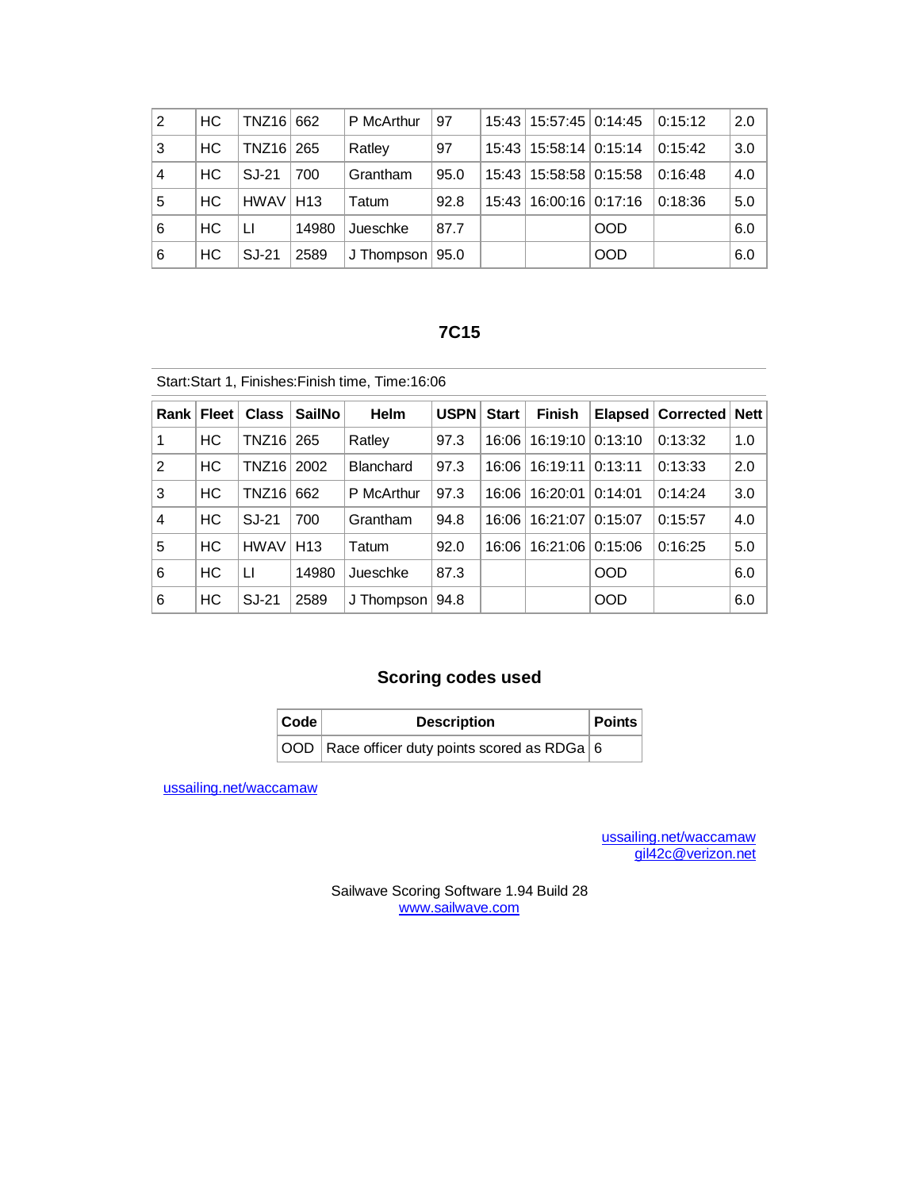| | | | | | | | | | | |
|---|---|---|---|---|---|---|---|---|---|---|
| 2 | HC | TNZ16 | 662 | P McArthur | 97 | 15:43 | 15:57:45 | 0:14:45 | 0:15:12 | 2.0 |
| 3 | HC | TNZ16 | 265 | Ratley | 97 | 15:43 | 15:58:14 | 0:15:14 | 0:15:42 | 3.0 |
| 4 | HC | SJ-21 | 700 | Grantham | 95.0 | 15:43 | 15:58:58 | 0:15:58 | 0:16:48 | 4.0 |
| 5 | HC | HWAV | H13 | Tatum | 92.8 | 15:43 | 16:00:16 | 0:17:16 | 0:18:36 | 5.0 |
| 6 | HC | LI | 14980 | Jueschke | 87.7 | | | OOD | | 6.0 |
| 6 | HC | SJ-21 | 2589 | J Thompson | 95.0 | | | OOD | | 6.0 |

## 7C15

Start:Start 1, Finishes:Finish time, Time:16:06

| Rank | Fleet | Class | SailNo | Helm | USPN | Start | Finish | Elapsed | Corrected | Nett |
|---|---|---|---|---|---|---|---|---|---|---|
| 1 | HC | TNZ16 | 265 | Ratley | 97.3 | 16:06 | 16:19:10 | 0:13:10 | 0:13:32 | 1.0 |
| 2 | HC | TNZ16 | 2002 | Blanchard | 97.3 | 16:06 | 16:19:11 | 0:13:11 | 0:13:33 | 2.0 |
| 3 | HC | TNZ16 | 662 | P McArthur | 97.3 | 16:06 | 16:20:01 | 0:14:01 | 0:14:24 | 3.0 |
| 4 | HC | SJ-21 | 700 | Grantham | 94.8 | 16:06 | 16:21:07 | 0:15:07 | 0:15:57 | 4.0 |
| 5 | HC | HWAV | H13 | Tatum | 92.0 | 16:06 | 16:21:06 | 0:15:06 | 0:16:25 | 5.0 |
| 6 | HC | LI | 14980 | Jueschke | 87.3 | | | OOD | | 6.0 |
| 6 | HC | SJ-21 | 2589 | J Thompson | 94.8 | | | OOD | | 6.0 |

## Scoring codes used

| Code | Description | Points |
|---|---|---|
| OOD | Race officer duty points scored as RDGa | 6 |

ussailing.net/waccamaw

ussailing.net/waccamaw
gil42c@verizon.net

Sailwave Scoring Software 1.94 Build 28
www.sailwave.com